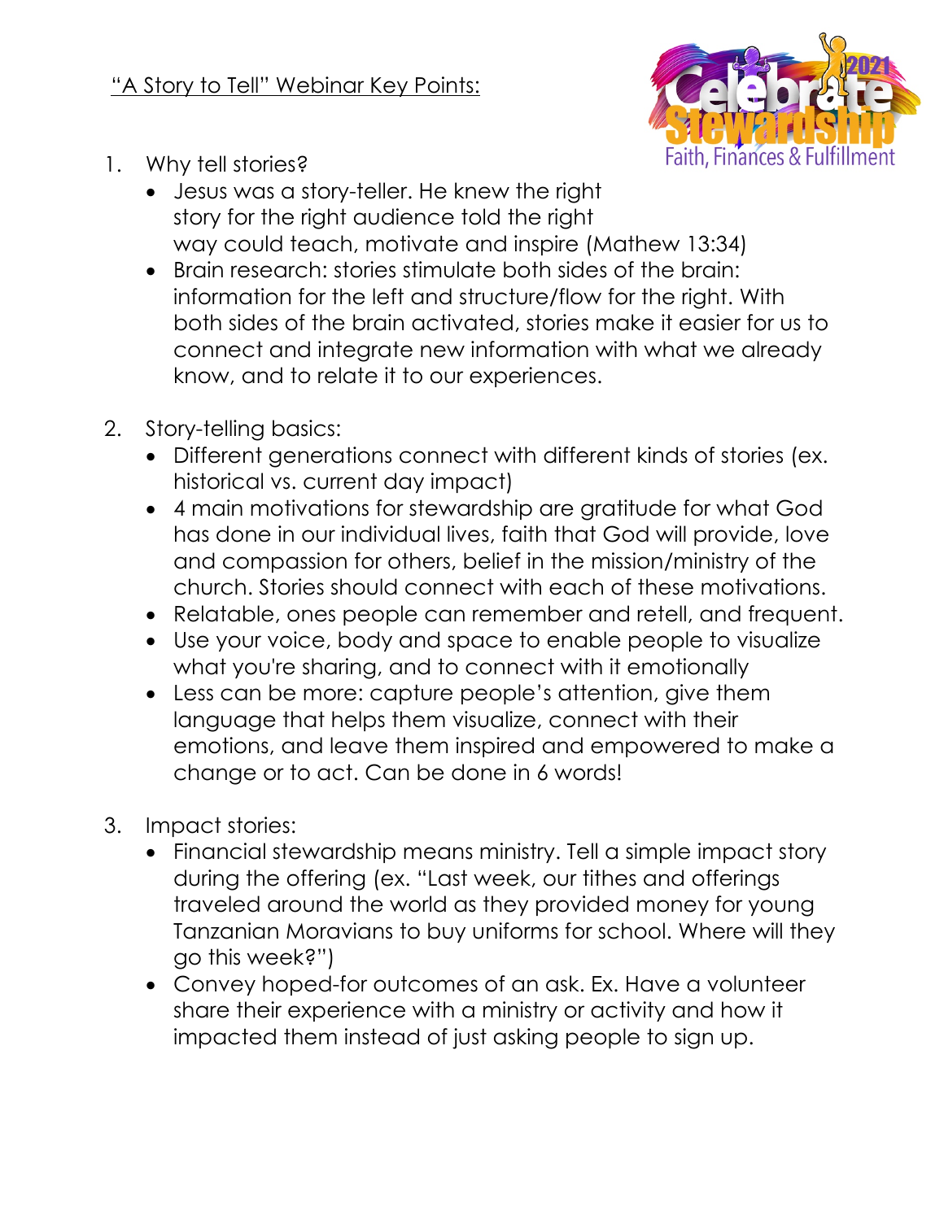"A Story to Tell" Webinar Key Points:

1. Why tell stories?
   - Jesus was a story-teller. He knew the right story for the right audience told the right way could teach, motivate and inspire (Mathew 13:34)
   - Brain research: stories stimulate both sides of the brain: information for the left and structure/flow for the right. With both sides of the brain activated, stories make it easier for us to connect and integrate new information with what we already know, and to relate it to our experiences.

2. Story-telling basics:
   - Different generations connect with different kinds of stories (ex. historical vs. current day impact)
   - 4 main motivations for stewardship are gratitude for what God has done in our individual lives, faith that God will provide, love and compassion for others, belief in the mission/ministry of the church. Stories should connect with each of these motivations.
   - Relatable, ones people can remember and retell, and frequent.
   - Use your voice, body and space to enable people to visualize what you're sharing, and to connect with it emotionally
   - Less can be more: capture people's attention, give them language that helps them visualize, connect with their emotions, and leave them inspired and empowered to make a change or to act. Can be done in 6 words!

3. Impact stories:
   - Financial stewardship means ministry. Tell a simple impact story during the offering (ex. "Last week, our tithes and offerings traveled around the world as they provided money for young Tanzanian Moravians to buy uniforms for school. Where will they go this week?")
   - Convey hoped-for outcomes of an ask. Ex. Have a volunteer share their experience with a ministry or activity and how it impacted them instead of just asking people to sign up.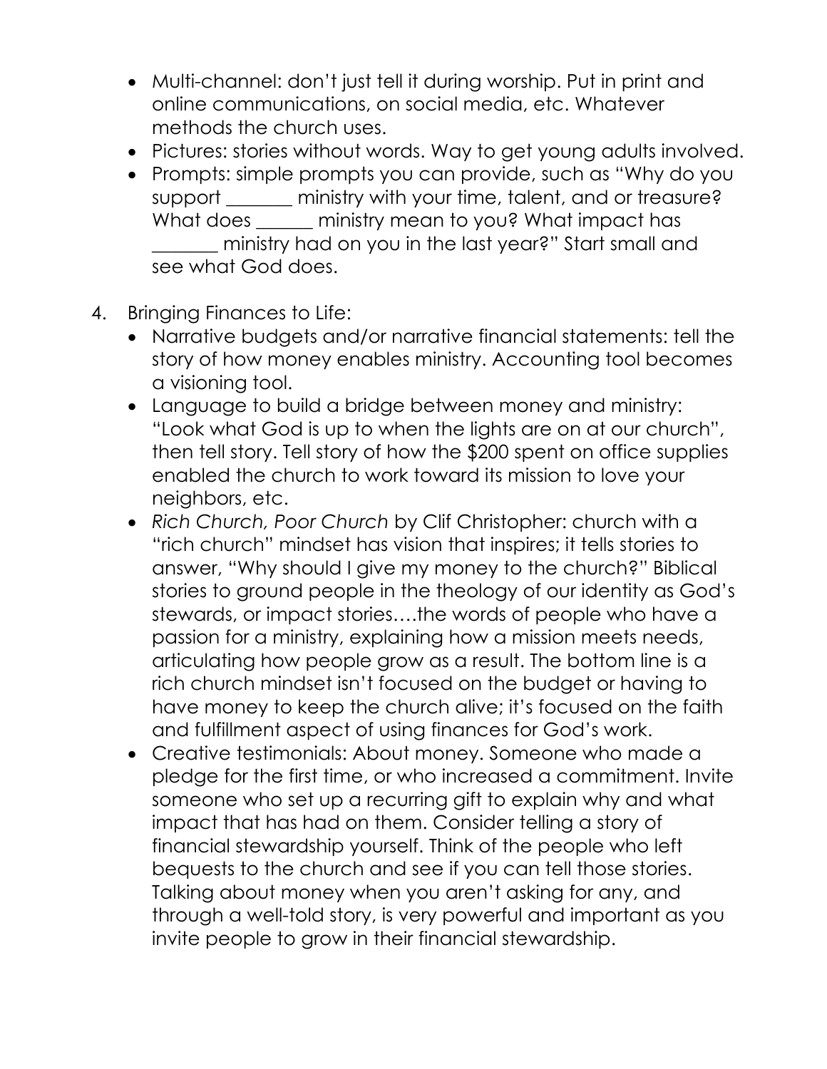- Multi-channel: don't just tell it during worship. Put in print and online communications, on social media, etc. Whatever methods the church uses.
- Pictures: stories without words. Way to get young adults involved.
- Prompts: simple prompts you can provide, such as "Why do you support _______ ministry with your time, talent, and or treasure? What does ______ ministry mean to you? What impact has _______ ministry had on you in the last year?" Start small and see what God does.

4. Bringing Finances to Life:
   - Narrative budgets and/or narrative financial statements: tell the story of how money enables ministry. Accounting tool becomes a visioning tool.
   - Language to build a bridge between money and ministry: "Look what God is up to when the lights are on at our church", then tell story. Tell story of how the $200 spent on office supplies enabled the church to work toward its mission to love your neighbors, etc.
   - *Rich Church, Poor Church* by Clif Christopher: church with a "rich church" mindset has vision that inspires; it tells stories to answer, "Why should I give my money to the church?" Biblical stories to ground people in the theology of our identity as God's stewards, or impact stories….the words of people who have a passion for a ministry, explaining how a mission meets needs, articulating how people grow as a result. The bottom line is a rich church mindset isn't focused on the budget or having to have money to keep the church alive; it's focused on the faith and fulfillment aspect of using finances for God's work.
   - Creative testimonials: About money. Someone who made a pledge for the first time, or who increased a commitment. Invite someone who set up a recurring gift to explain why and what impact that has had on them. Consider telling a story of financial stewardship yourself. Think of the people who left bequests to the church and see if you can tell those stories. Talking about money when you aren't asking for any, and through a well-told story, is very powerful and important as you invite people to grow in their financial stewardship.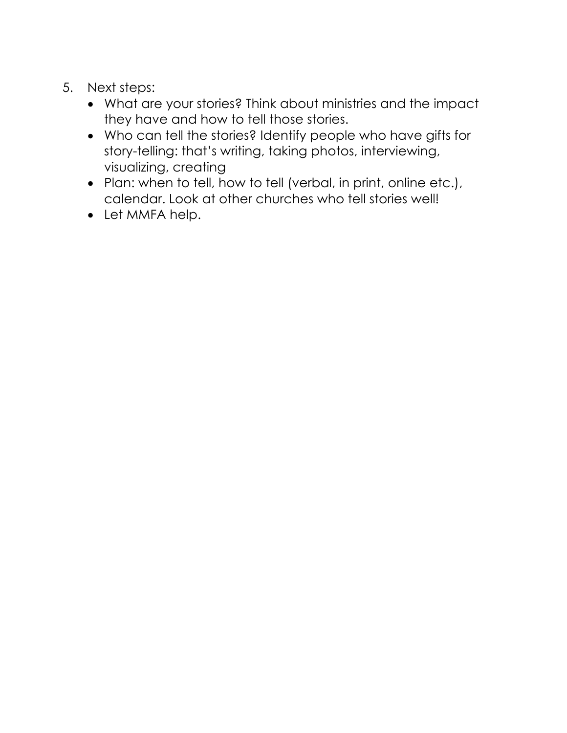5. Next steps:
    - What are your stories? Think about ministries and the impact they have and how to tell those stories.
    - Who can tell the stories? Identify people who have gifts for story-telling: that's writing, taking photos, interviewing, visualizing, creating
    - Plan: when to tell, how to tell (verbal, in print, online etc.), calendar. Look at other churches who tell stories well!
    - Let MMFA help.